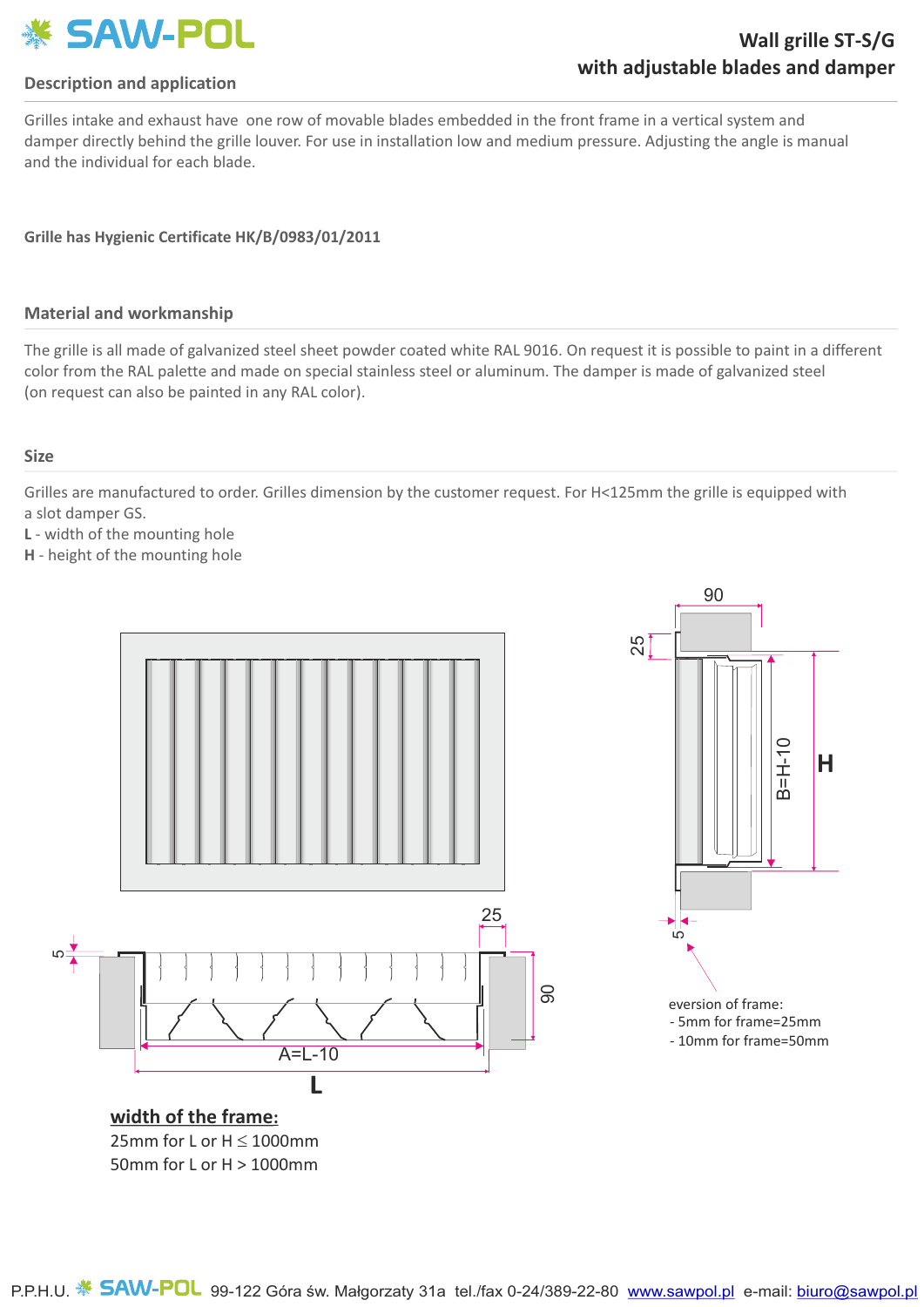# Wall grille ST-S/G with adjustable blades and damper

## Description and application

Grilles intake and exhaust have one row of movable blades embedded in the front frame in a vertical system and damper directly behind the grille louver. For use in installation low and medium pressure. Adjusting the angle is manual and the individual for each blade.

**Grille has Hygienic Certificate HK/B/0983/01/2011**

## Material and workmanship

The grille is all made of galvanized steel sheet powder coated white RAL 9016. On request it is possible to paint in a different color from the RAL palette and made on special stainless steel or aluminum. The damper is made of galvanized steel (on request can also be painted in any RAL color).

## Size

Grilles are manufactured to order. Grilles dimension by the customer request. For H<125mm the grille is equipped with a slot damper GS.

**L** - width of the mounting hole
**H** - height of the mounting hole

90
25
B=H-10
H
5
25
5
90
A=L-10
L

eversion of frame:
- 5mm for frame=25mm
- 10mm for frame=50mm

**width of the frame:**
25mm for L or H ≤ 1000mm
50mm for L or H > 1000mm

P.P.H.U. SAW-POL 99-122 Góra św. Małgorzaty 31a tel./fax 0-24/389-22-80 www.sawpol.pl e-mail: biuro@sawpol.pl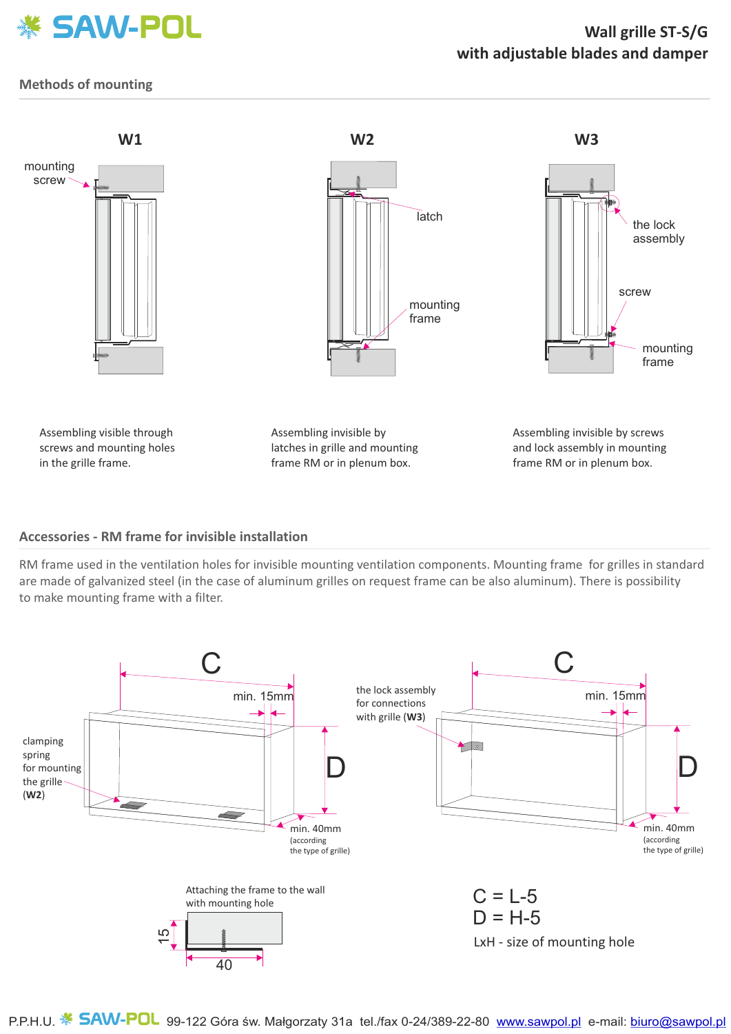# Wall grille ST-S/G with adjustable blades and damper

## Methods of mounting

**W1**

mounting screw

Assembling visible through screws and mounting holes in the grille frame.

**W2**

latch

mounting frame

Assembling invisible by latches in grille and mounting frame RM or in plenum box.

**W3**

the lock assembly

screw

mounting frame

Assembling invisible by screws and lock assembly in mounting frame RM or in plenum box.

## Accessories - RM frame for invisible installation

RM frame used in the ventilation holes for invisible mounting ventilation components. Mounting frame for grilles in standard are made of galvanized steel (in the case of aluminum grilles on request frame can be also aluminum). There is possibility to make mounting frame with a filter.

C

min. 15mm

D

clamping spring for mounting the grille (**W2**)

min. 40mm (according the type of grille)

the lock assembly for connections with grille (**W3**)

C

min. 15mm

D

min. 40mm (according the type of grille)

Attaching the frame to the wall with mounting hole

15

40

C = L-5
D = H-5

LxH - size of mounting hole

P.P.H.U. SAW-POL 99-122 Góra św. Małgorzaty 31a tel./fax 0-24/389-22-80 www.sawpol.pl e-mail: biuro@sawpol.pl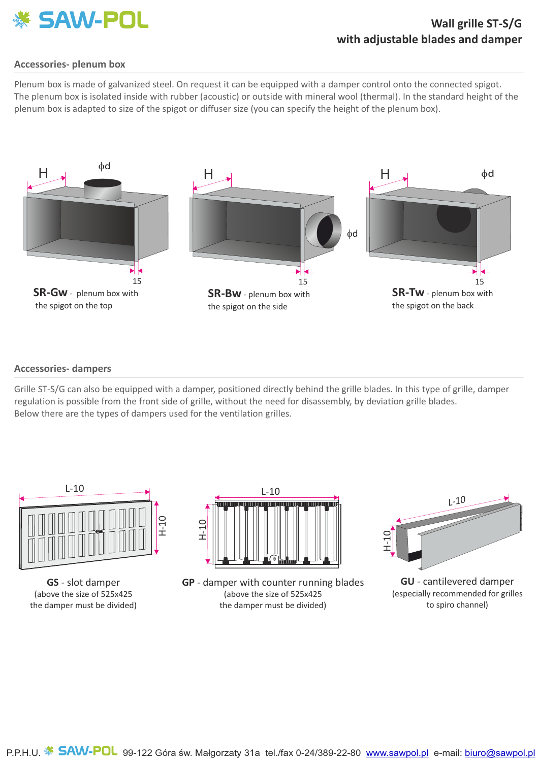# Wall grille ST-S/G with adjustable blades and damper

## Accessories- plenum box

Plenum box is made of galvanized steel. On request it can be equipped with a damper control onto the connected spigot. The plenum box is isolated inside with rubber (acoustic) or outside with mineral wool (thermal). In the standard height of the plenum box is adapted to size of the spigot or diffuser size (you can specify the height of the plenum box).

**SR-Gw** - plenum box with the spigot on the top

**SR-Bw** - plenum box with the spigot on the side

**SR-Tw** - plenum box with the spigot on the back

## Accessories- dampers

Grille ST-S/G can also be equipped with a damper, positioned directly behind the grille blades. In this type of grille, damper regulation is possible from the front side of grille, without the need for disassembly, by deviation grille blades.
Below there are the types of dampers used for the ventilation grilles.

**GS** - slot damper
(above the size of 525x425 the damper must be divided)

**GP** - damper with counter running blades
(above the size of 525x425 the damper must be divided)

**GU** - cantilevered damper
(especially recommended for grilles to spiro channel)

P.P.H.U. SAW-POL 99-122 Góra św. Małgorzaty 31a tel./fax 0-24/389-22-80 www.sawpol.pl e-mail: biuro@sawpol.pl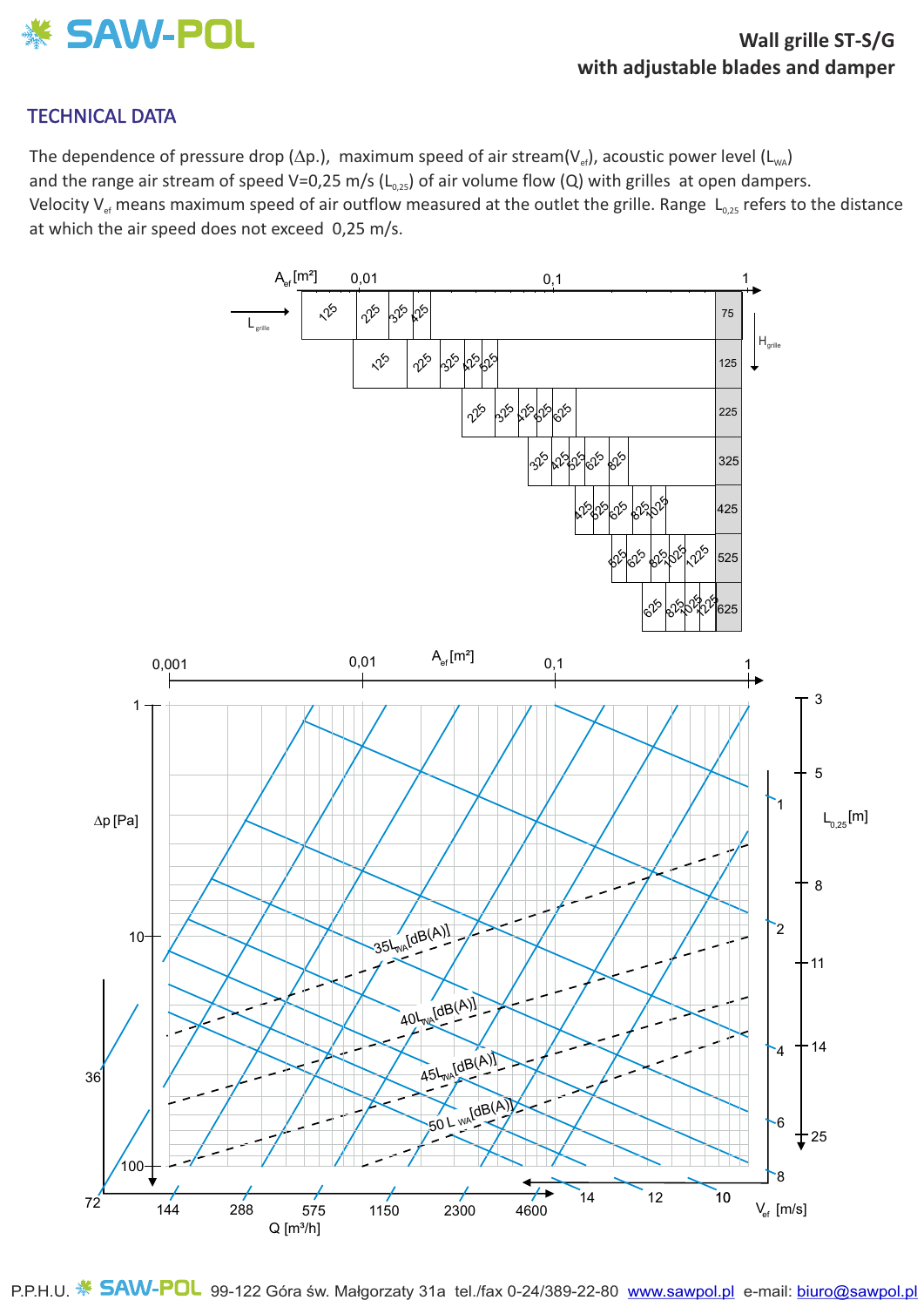## Wall grille ST-S/G with adjustable blades and damper

## TECHNICAL DATA

The dependence of pressure drop (Δp.), maximum speed of air stream($V_{ef}$), acoustic power level ($L_{WA}$) and the range air stream of speed V=0,25 m/s ($L_{0,25}$) of air volume flow (Q) with grilles at open dampers. Velocity $V_{ef}$ means maximum speed of air outflow measured at the outlet the grille. Range $L_{0,25}$ refers to the distance at which the air speed does not exceed 0,25 m/s.

$A_{ef}$ [m²]: 0,01 · 0,1 · 1

$L_{grille}$ → ; $H_{grille}$ ↓

| $H_{grille}$ | $L_{grille}$ |
|---|---|
| 75 | 125, 225, 325, 425 |
| 125 | 125, 225, 325, 425, 525 |
| 225 | 225, 325, 425, 525, 625 |
| 325 | 325, 425, 525, 625, 825 |
| 425 | 425, 525, 625, 825, 1025 |
| 525 | 525, 625, 825, 1025, 1225 |
| 625 | 625, 825, 1025, 1225 |

$A_{ef}$ [m²]: 0,001 · 0,01 · 0,1 · 1

Δp [Pa]: 1 · 10 · 36 · 100 · 72

Q [m³/h]: 144 · 288 · 575 · 1150 · 2300 · 4600

35 $L_{WA}$ [dB(A)] · 40 $L_{WA}$ [dB(A)] · 45 $L_{WA}$ [dB(A)] · 50 $L_{WA}$ [dB(A)]

$V_{ef}$ [m/s]: 1 · 2 · 4 · 6 · 8 · 10 · 12 · 14

$L_{0,25}$ [m]: 3 · 5 · 8 · 11 · 14 · 25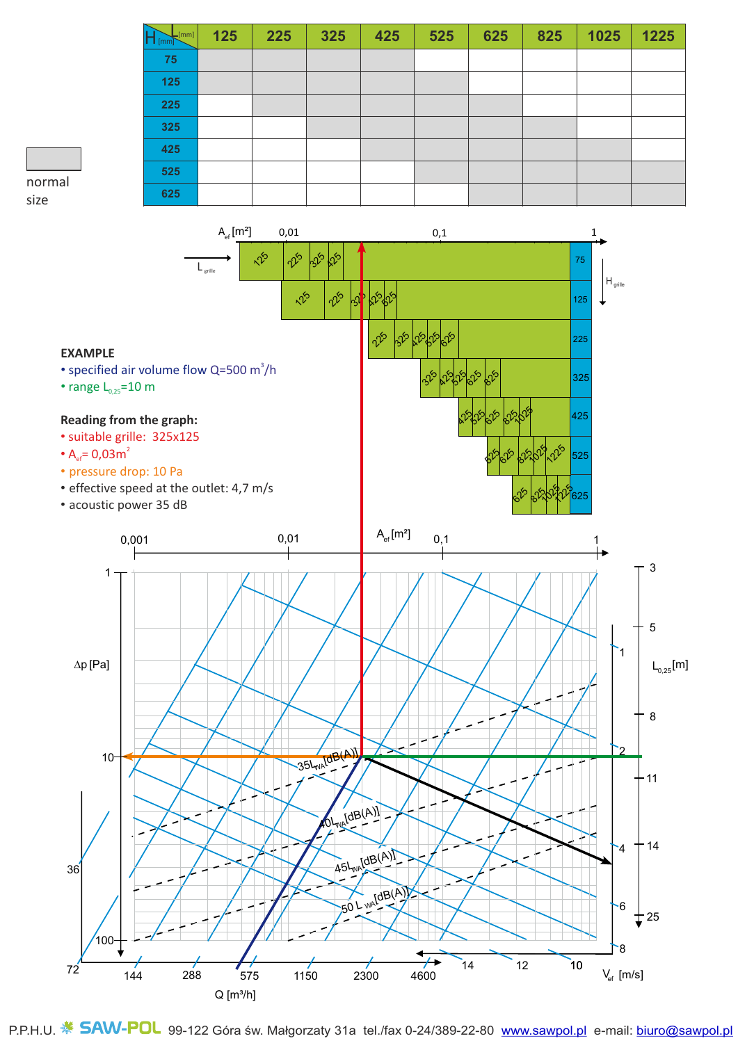| H [mm] \ L [mm] | 125 | 225 | 325 | 425 | 525 | 625 | 825 | 1025 | 1225 |
|---|---|---|---|---|---|---|---|---|---|
| 75 | normal | normal | normal | normal | | | | | |
| 125 | normal | normal | normal | normal | normal | | | | |
| 225 | | normal | normal | normal | normal | normal | | | |
| 325 | | | normal | normal | normal | normal | normal | | |
| 425 | | | | normal | normal | normal | normal | normal | |
| 525 | | | | | normal | normal | normal | normal | normal |
| 625 | | | | | | normal | normal | normal | normal |

normal size

**EXAMPLE**

- specified air volume flow Q=500 $m^3$/h
- range $L_{0,25}$=10 m

**Reading from the graph:**

- suitable grille: 325x125
- $A_{ef}$= 0,03$m^2$
- pressure drop: 10 Pa
- effective speed at the outlet: 4,7 m/s
- acoustic power 35 dB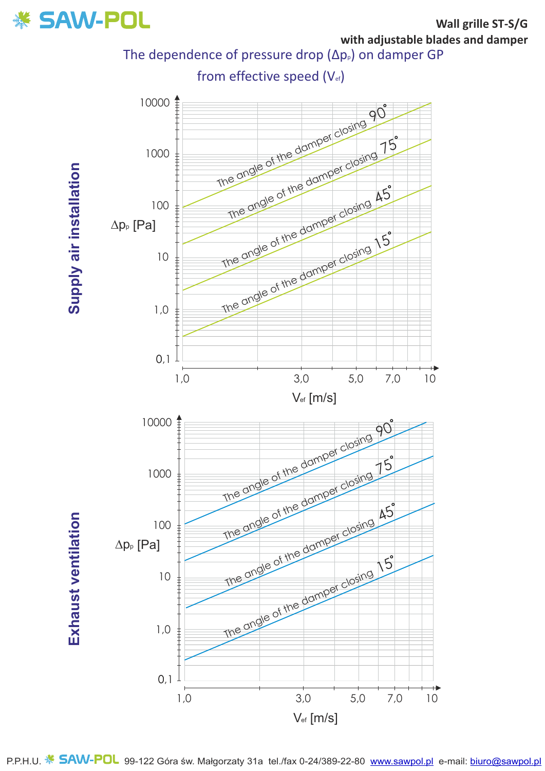## Wall grille ST-S/G with adjustable blades and damper

### The dependence of pressure drop ($\Delta p_p$) on damper GP from effective speed ($V_{ef}$)

**Supply air installation**

$\Delta p_p$ [Pa]: 0,1; 1,0; 10; 100; 1000; 10000

$V_{ef}$ [m/s]: 1,0; 3,0; 5,0; 7,0; 10

The angle of the damper closing 90°

The angle of the damper closing 75°

The angle of the damper closing 45°

The angle of the damper closing 15°

**Exhaust ventilation**

$\Delta p_p$ [Pa]: 0,1; 1,0; 10; 100; 1000; 10000

$V_{ef}$ [m/s]: 1,0; 3,0; 5,0; 7,0; 10

The angle of the damper closing 90°

The angle of the damper closing 75°

The angle of the damper closing 45°

The angle of the damper closing 15°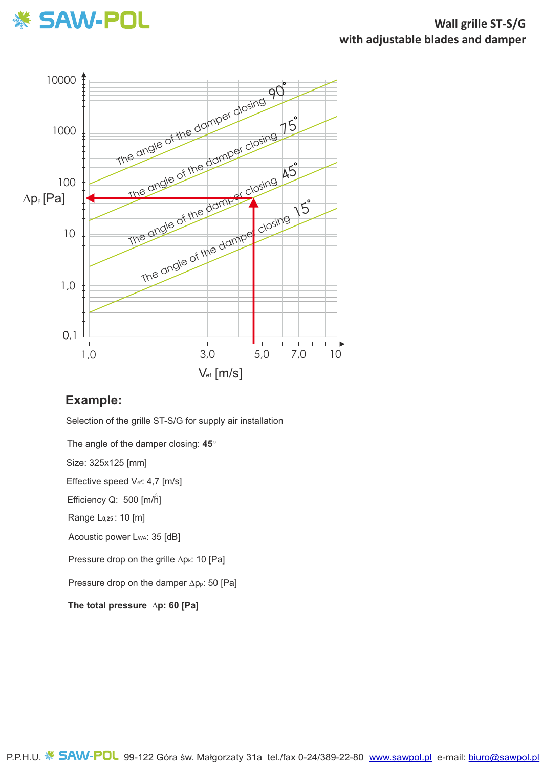# Wall grille ST-S/G with adjustable blades and damper

$\Delta p_p$ [Pa]

$V_{ef}$ [m/s]

## Example:

Selection of the grille ST-S/G for supply air installation

The angle of the damper closing: **45**°

Size: 325x125 [mm]

Effective speed $V_{ef}$: 4,7 [m/s]

Efficiency Q: 500 [m³/h]

Range $L_{0,25}$: 10 [m]

Acoustic power $L_{WA}$: 35 [dB]

Pressure drop on the grille $\Delta p_k$: 10 [Pa]

Pressure drop on the damper $\Delta p_p$: 50 [Pa]

**The total pressure $\Delta p$: 60 [Pa]**

P.P.H.U. SAW-POL 99-122 Góra św. Małgorzaty 31a tel./fax 0-24/389-22-80 www.sawpol.pl e-mail: biuro@sawpol.pl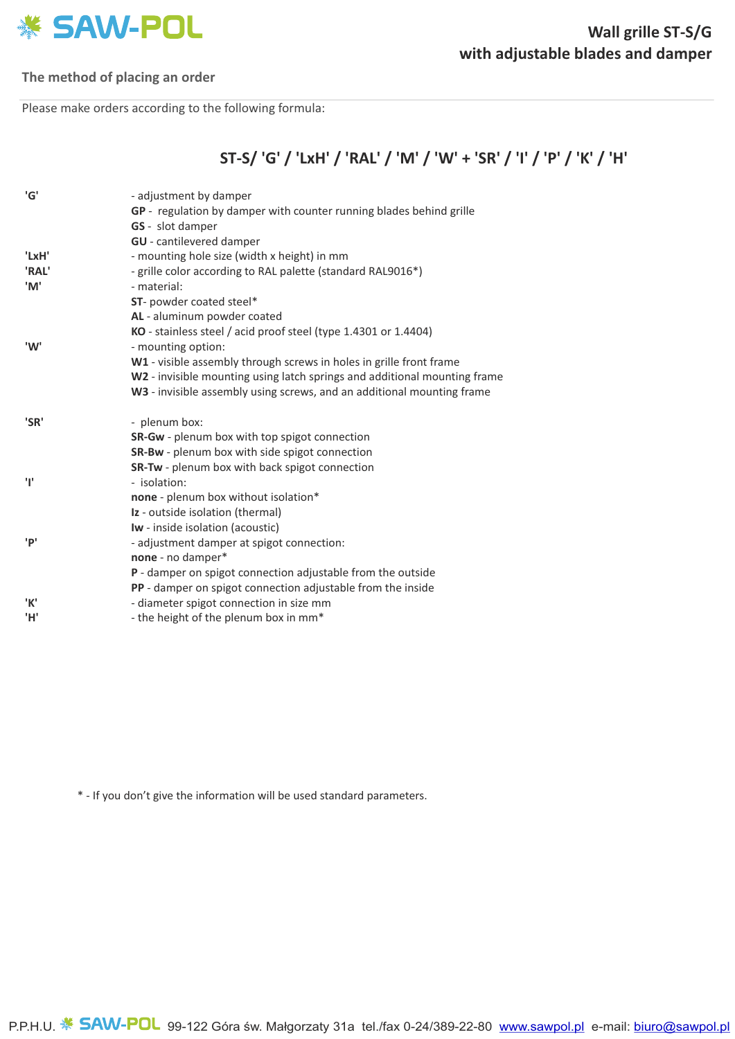## The method of placing an order

Please make orders according to the following formula:

### ST-S/ 'G' / 'LxH' / 'RAL' / 'M' / 'W' + 'SR' / 'I' / 'P' / 'K' / 'H'

| | |
|---|---|
| **'G'** | - adjustment by damper<br>**GP** - regulation by damper with counter running blades behind grille<br>**GS** - slot damper<br>**GU** - cantilevered damper |
| **'LxH'** | - mounting hole size (width x height) in mm |
| **'RAL'** | - grille color according to RAL palette (standard RAL9016*) |
| **'M'** | - material:<br>**ST**- powder coated steel*<br>**AL** - aluminum powder coated<br>**KO** - stainless steel / acid proof steel (type 1.4301 or 1.4404) |
| **'W'** | - mounting option:<br>**W1** - visible assembly through screws in holes in grille front frame<br>**W2** - invisible mounting using latch springs and additional mounting frame<br>**W3** - invisible assembly using screws, and an additional mounting frame |
| **'SR'** | - plenum box:<br>**SR-Gw** - plenum box with top spigot connection<br>**SR-Bw** - plenum box with side spigot connection<br>**SR-Tw** - plenum box with back spigot connection |
| **'I'** | - isolation:<br>**none** - plenum box without isolation*<br>**Iz** - outside isolation (thermal)<br>**Iw** - inside isolation (acoustic) |
| **'P'** | - adjustment damper at spigot connection:<br>**none** - no damper*<br>**P** - damper on spigot connection adjustable from the outside<br>**PP** - damper on spigot connection adjustable from the inside |
| **'K'** | - diameter spigot connection in size mm |
| **'H'** | - the height of the plenum box in mm* |

* - If you don't give the information will be used standard parameters.

P.P.H.U. SAW-POL 99-122 Góra św. Małgorzaty 31a tel./fax 0-24/389-22-80 www.sawpol.pl e-mail: biuro@sawpol.pl